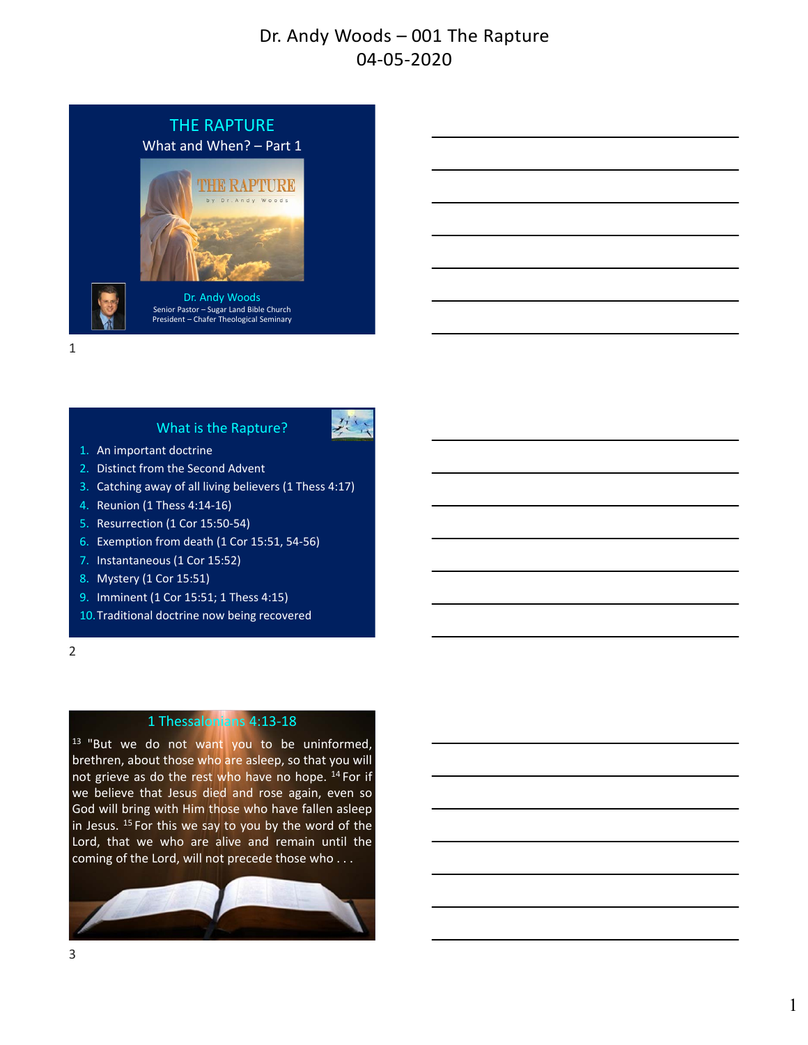# Dr. Andy Woods – 001 The Rapture
04-05-2020

## THE RAPTURE

What and When? – Part 1

THE RAPTURE
by Dr. Andy Woods

Dr. Andy Woods
Senior Pastor – Sugar Land Bible Church
President – Chafer Theological Seminary

## What is the Rapture?

1. An important doctrine
2. Distinct from the Second Advent
3. Catching away of all living believers (1 Thess 4:17)
4. Reunion (1 Thess 4:14-16)
5. Resurrection (1 Cor 15:50-54)
6. Exemption from death (1 Cor 15:51, 54-56)
7. Instantaneous (1 Cor 15:52)
8. Mystery (1 Cor 15:51)
9. Imminent (1 Cor 15:51; 1 Thess 4:15)
10. Traditional doctrine now being recovered

## 1 Thessalonians 4:13-18

[13] "But we do not want you to be uninformed, brethren, about those who are asleep, so that you will not grieve as do the rest who have no hope. [14] For if we believe that Jesus died and rose again, even so God will bring with Him those who have fallen asleep in Jesus. [15] For this we say to you by the word of the Lord, that we who are alive and remain until the coming of the Lord, will not precede those who . . .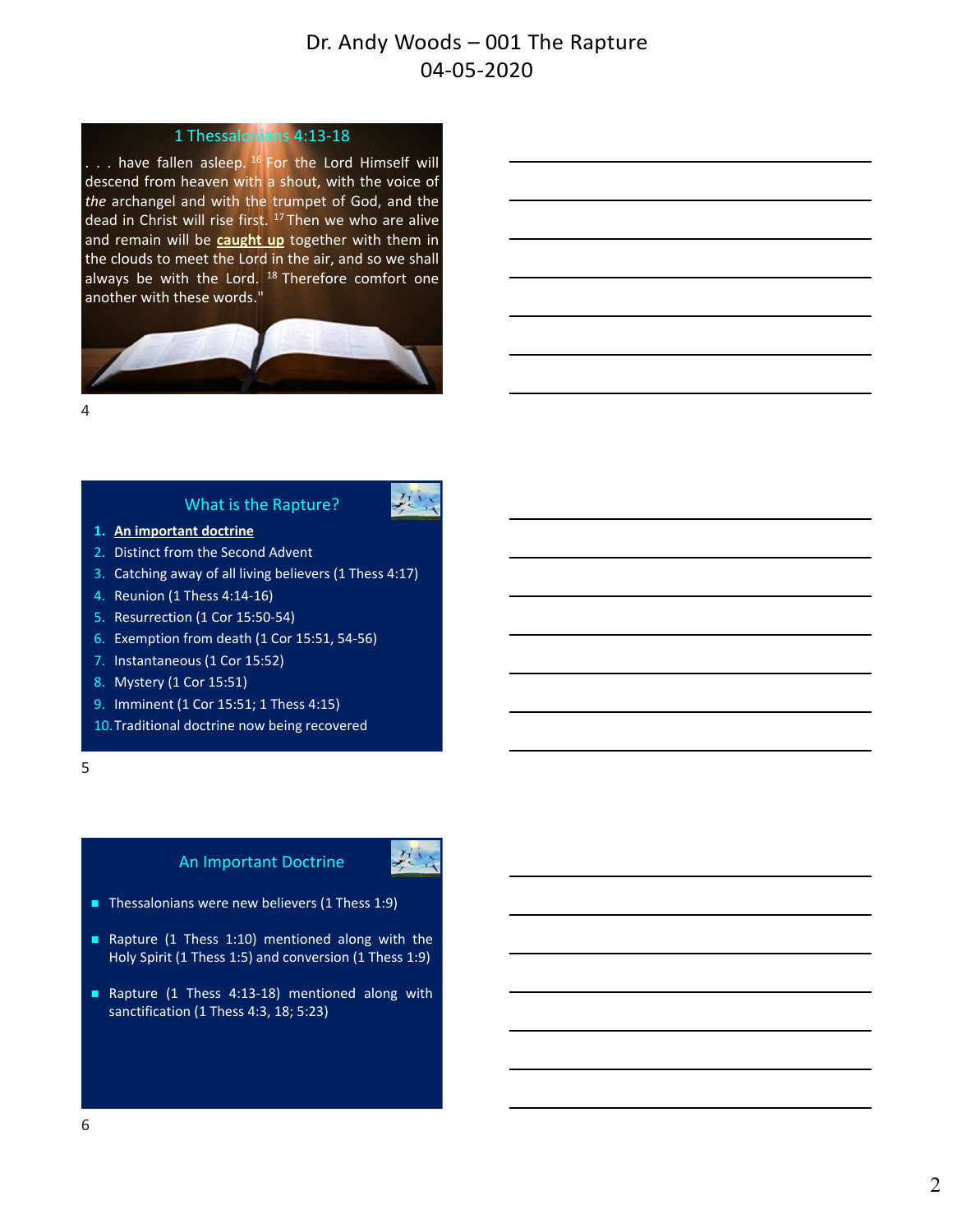## 1 Thessalonians 4:13-18

. . . have fallen asleep. [16] For the Lord Himself will descend from heaven with a shout, with the voice of *the* archangel and with the trumpet of God, and the dead in Christ will rise first. [17] Then we who are alive and remain will be **caught up** together with them in the clouds to meet the Lord in the air, and so we shall always be with the Lord. [18] Therefore comfort one another with these words."

## What is the Rapture?

1. **An important doctrine**
2. Distinct from the Second Advent
3. Catching away of all living believers (1 Thess 4:17)
4. Reunion (1 Thess 4:14-16)
5. Resurrection (1 Cor 15:50-54)
6. Exemption from death (1 Cor 15:51, 54-56)
7. Instantaneous (1 Cor 15:52)
8. Mystery (1 Cor 15:51)
9. Imminent (1 Cor 15:51; 1 Thess 4:15)
10. Traditional doctrine now being recovered

## An Important Doctrine

- Thessalonians were new believers (1 Thess 1:9)
- Rapture (1 Thess 1:10) mentioned along with the Holy Spirit (1 Thess 1:5) and conversion (1 Thess 1:9)
- Rapture (1 Thess 4:13-18) mentioned along with sanctification (1 Thess 4:3, 18; 5:23)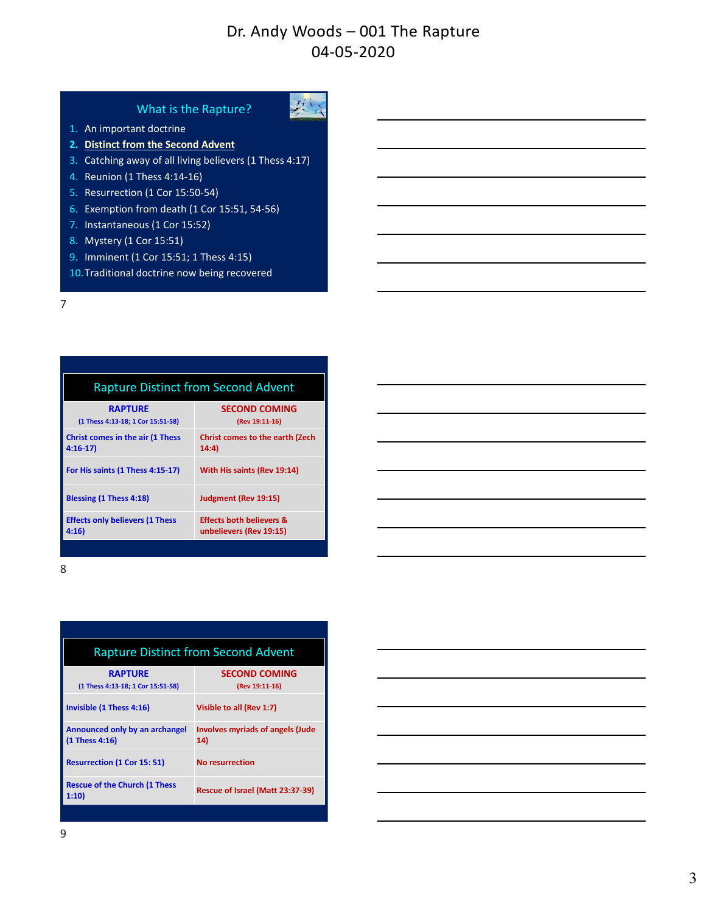## What is the Rapture?

1. An important doctrine
2. **Distinct from the Second Advent**
3. Catching away of all living believers (1 Thess 4:17)
4. Reunion (1 Thess 4:14-16)
5. Resurrection (1 Cor 15:50-54)
6. Exemption from death (1 Cor 15:51, 54-56)
7. Instantaneous (1 Cor 15:52)
8. Mystery (1 Cor 15:51)
9. Imminent (1 Cor 15:51; 1 Thess 4:15)
10. Traditional doctrine now being recovered

## Rapture Distinct from Second Advent

| RAPTURE (1 Thess 4:13-18; 1 Cor 15:51-58) | SECOND COMING (Rev 19:11-16) |
|---|---|
| Christ comes in the air (1 Thess 4:16-17) | Christ comes to the earth (Zech 14:4) |
| For His saints (1 Thess 4:15-17) | With His saints (Rev 19:14) |
| Blessing (1 Thess 4:18) | Judgment (Rev 19:15) |
| Effects only believers (1 Thess 4:16) | Effects both believers & unbelievers (Rev 19:15) |

## Rapture Distinct from Second Advent

| RAPTURE (1 Thess 4:13-18; 1 Cor 15:51-58) | SECOND COMING (Rev 19:11-16) |
|---|---|
| Invisible (1 Thess 4:16) | Visible to all (Rev 1:7) |
| Announced only by an archangel (1 Thess 4:16) | Involves myriads of angels (Jude 14) |
| Resurrection (1 Cor 15: 51) | No resurrection |
| Rescue of the Church (1 Thess 1:10) | Rescue of Israel (Matt 23:37-39) |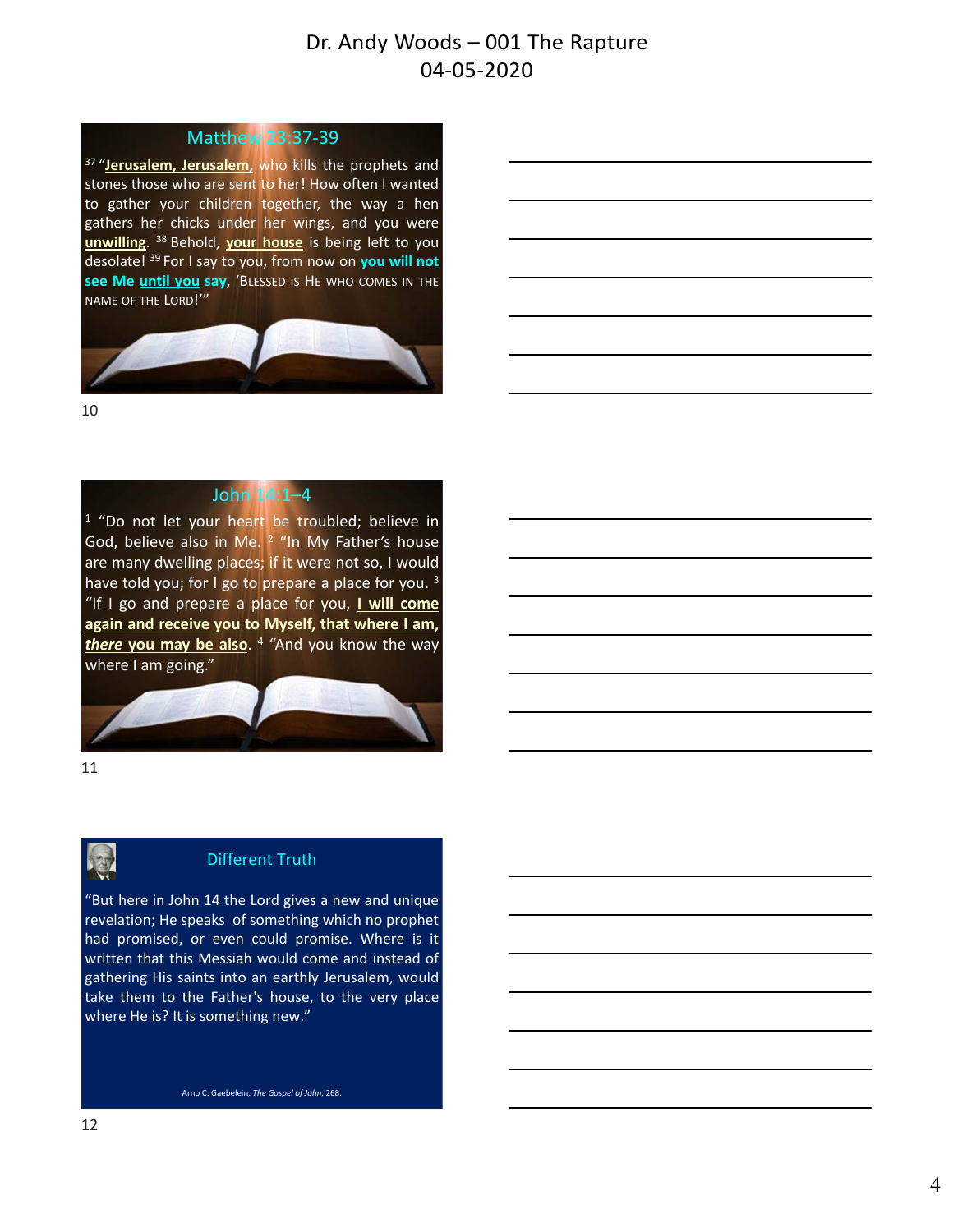## Matthew 23:37-39

[37] "**Jerusalem, Jerusalem,** who kills the prophets and stones those who are sent to her! How often I wanted to gather your children together, the way a hen gathers her chicks under her wings, and you were **unwilling**. [38] Behold, **your house** is being left to you desolate! [39] For I say to you, from now on **you will not see Me until you say**, 'BLESSED IS HE WHO COMES IN THE NAME OF THE LORD!'"

## John 14:1–4

[1] "Do not let your heart be troubled; believe in God, believe also in Me. [2] "In My Father's house are many dwelling places; if it were not so, I would have told you; for I go to prepare a place for you. [3] "If I go and prepare a place for you, **I will come again and receive you to Myself, that where I am, *there* you may be also**. [4] "And you know the way where I am going."

## Different Truth

"But here in John 14 the Lord gives a new and unique revelation; He speaks of something which no prophet had promised, or even could promise. Where is it written that this Messiah would come and instead of gathering His saints into an earthly Jerusalem, would take them to the Father's house, to the very place where He is? It is something new."

Arno C. Gaebelein, *The Gospel of John*, 268.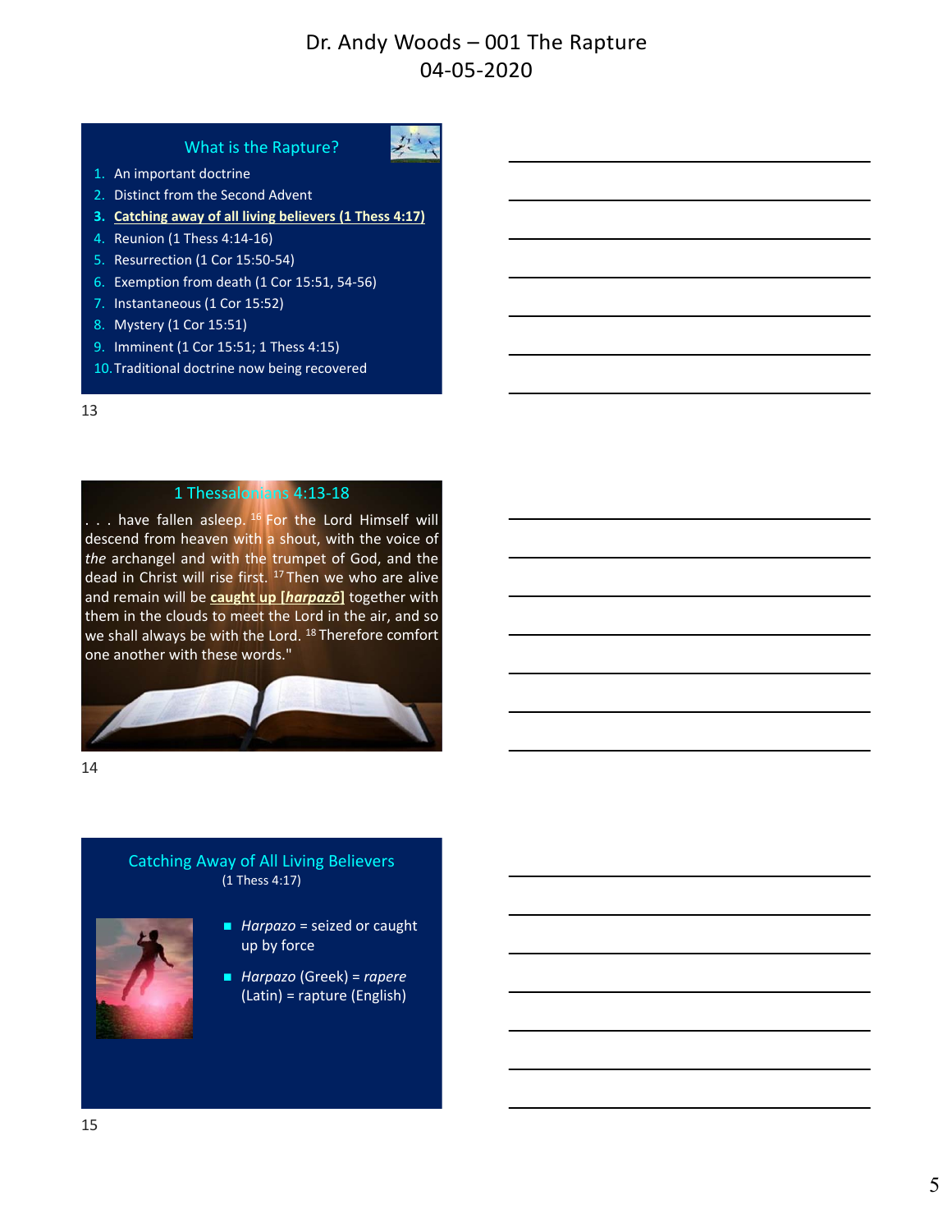## What is the Rapture?

1. An important doctrine
2. Distinct from the Second Advent
3. **Catching away of all living believers (1 Thess 4:17)**
4. Reunion (1 Thess 4:14-16)
5. Resurrection (1 Cor 15:50-54)
6. Exemption from death (1 Cor 15:51, 54-56)
7. Instantaneous (1 Cor 15:52)
8. Mystery (1 Cor 15:51)
9. Imminent (1 Cor 15:51; 1 Thess 4:15)
10. Traditional doctrine now being recovered

## 1 Thessalonians 4:13-18

. . . have fallen asleep. [16] For the Lord Himself will descend from heaven with a shout, with the voice of *the* archangel and with the trumpet of God, and the dead in Christ will rise first. [17] Then we who are alive and remain will be **caught up [*harpazō*]** together with them in the clouds to meet the Lord in the air, and so we shall always be with the Lord. [18] Therefore comfort one another with these words."

## Catching Away of All Living Believers

(1 Thess 4:17)

- *Harpazo* = seized or caught up by force
- *Harpazo* (Greek) = *rapere* (Latin) = rapture (English)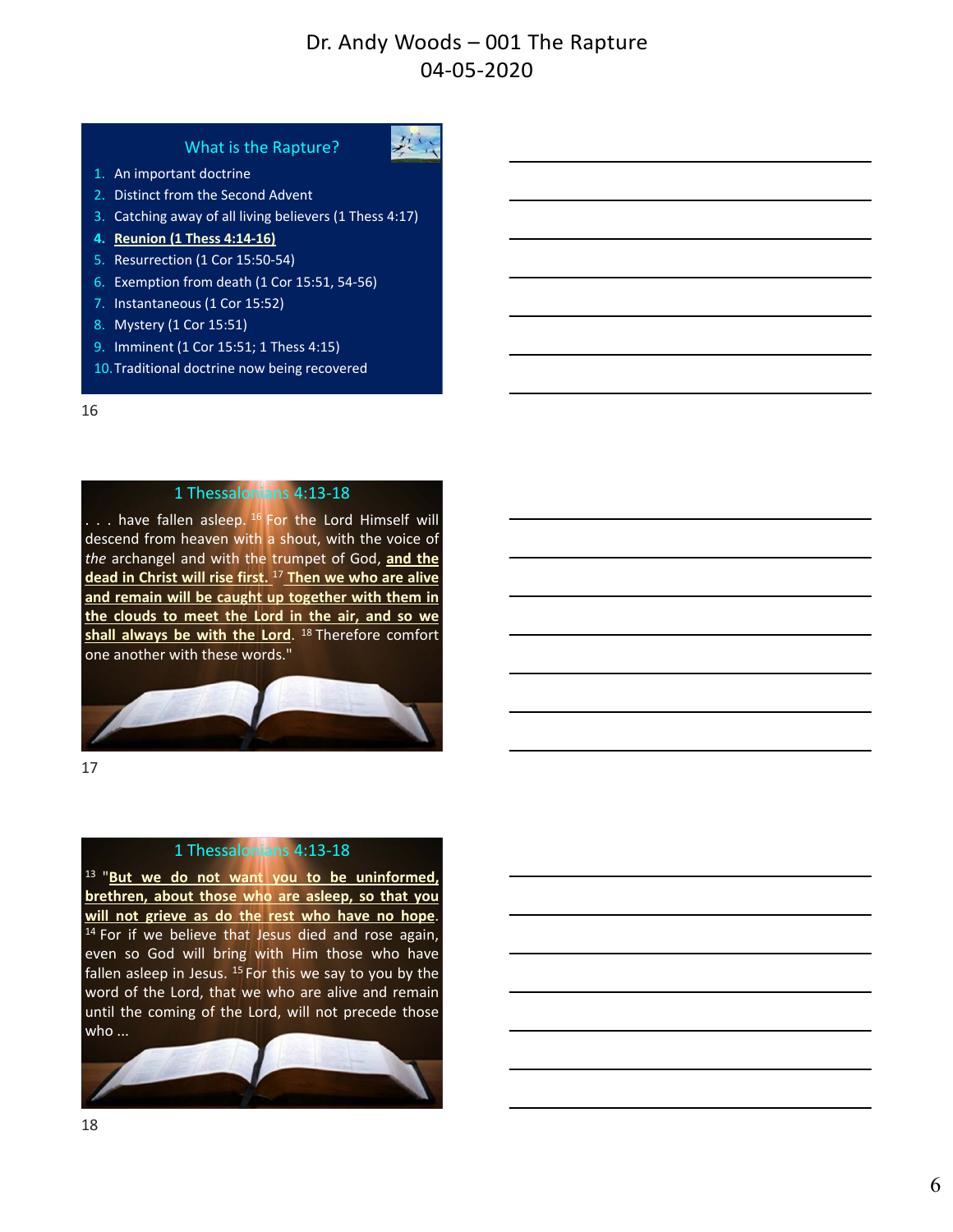## What is the Rapture?

1. An important doctrine
2. Distinct from the Second Advent
3. Catching away of all living believers (1 Thess 4:17)
4. **Reunion (1 Thess 4:14-16)**
5. Resurrection (1 Cor 15:50-54)
6. Exemption from death (1 Cor 15:51, 54-56)
7. Instantaneous (1 Cor 15:52)
8. Mystery (1 Cor 15:51)
9. Imminent (1 Cor 15:51; 1 Thess 4:15)
10. Traditional doctrine now being recovered

## 1 Thessalonians 4:13-18

. . . have fallen asleep. [16] For the Lord Himself will descend from heaven with a shout, with the voice of *the* archangel and with the trumpet of God, **and the dead in Christ will rise first.** [17] **Then we who are alive and remain will be caught up together with them in the clouds to meet the Lord in the air, and so we shall always be with the Lord**. [18] Therefore comfort one another with these words."

## 1 Thessalonians 4:13-18

[13] "**But we do not want you to be uninformed, brethren, about those who are asleep, so that you will not grieve as do the rest who have no hope**. [14] For if we believe that Jesus died and rose again, even so God will bring with Him those who have fallen asleep in Jesus. [15] For this we say to you by the word of the Lord, that we who are alive and remain until the coming of the Lord, will not precede those who ...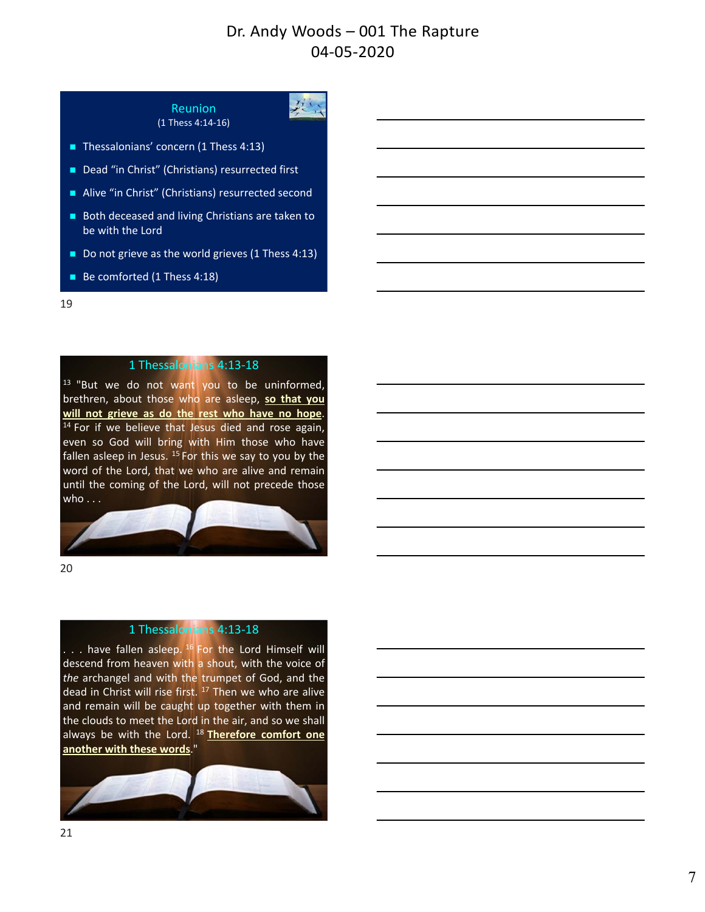## Reunion

(1 Thess 4:14-16)

- Thessalonians' concern (1 Thess 4:13)
- Dead "in Christ" (Christians) resurrected first
- Alive "in Christ" (Christians) resurrected second
- Both deceased and living Christians are taken to be with the Lord
- Do not grieve as the world grieves (1 Thess 4:13)
- Be comforted (1 Thess 4:18)

19

## 1 Thessalonians 4:13-18

[13] "But we do not want you to be uninformed, brethren, about those who are asleep, **so that you will not grieve as do the rest who have no hope**. [14] For if we believe that Jesus died and rose again, even so God will bring with Him those who have fallen asleep in Jesus. [15] For this we say to you by the word of the Lord, that we who are alive and remain until the coming of the Lord, will not precede those who . . .

20

## 1 Thessalonians 4:13-18

. . . have fallen asleep. [16] For the Lord Himself will descend from heaven with a shout, with the voice of *the* archangel and with the trumpet of God, and the dead in Christ will rise first. [17] Then we who are alive and remain will be caught up together with them in the clouds to meet the Lord in the air, and so we shall always be with the Lord. [18] **Therefore comfort one another with these words**."

21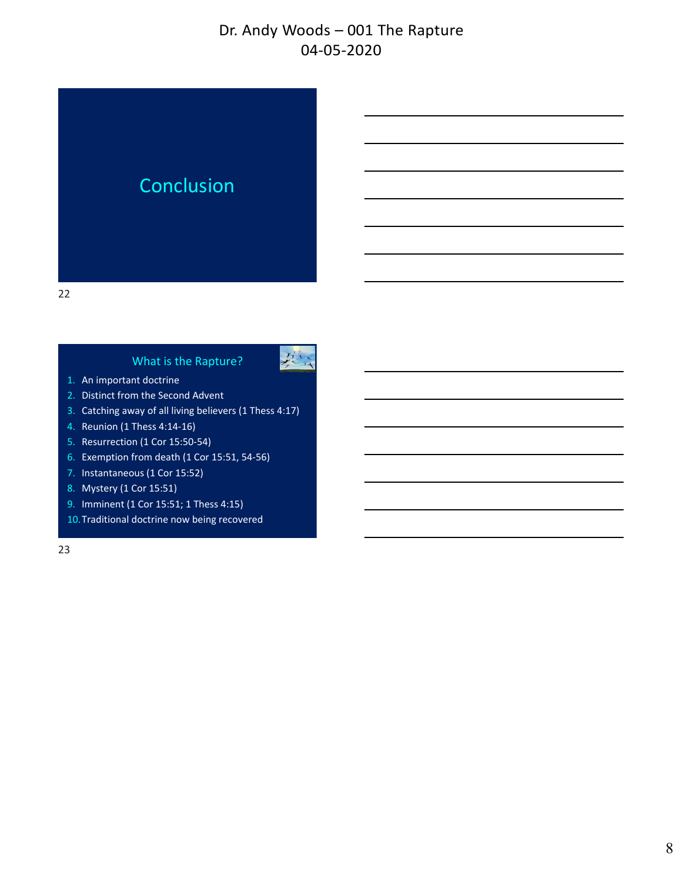## Conclusion

## What is the Rapture?

1. An important doctrine
2. Distinct from the Second Advent
3. Catching away of all living believers (1 Thess 4:17)
4. Reunion (1 Thess 4:14-16)
5. Resurrection (1 Cor 15:50-54)
6. Exemption from death (1 Cor 15:51, 54-56)
7. Instantaneous (1 Cor 15:52)
8. Mystery (1 Cor 15:51)
9. Imminent (1 Cor 15:51; 1 Thess 4:15)
10. Traditional doctrine now being recovered